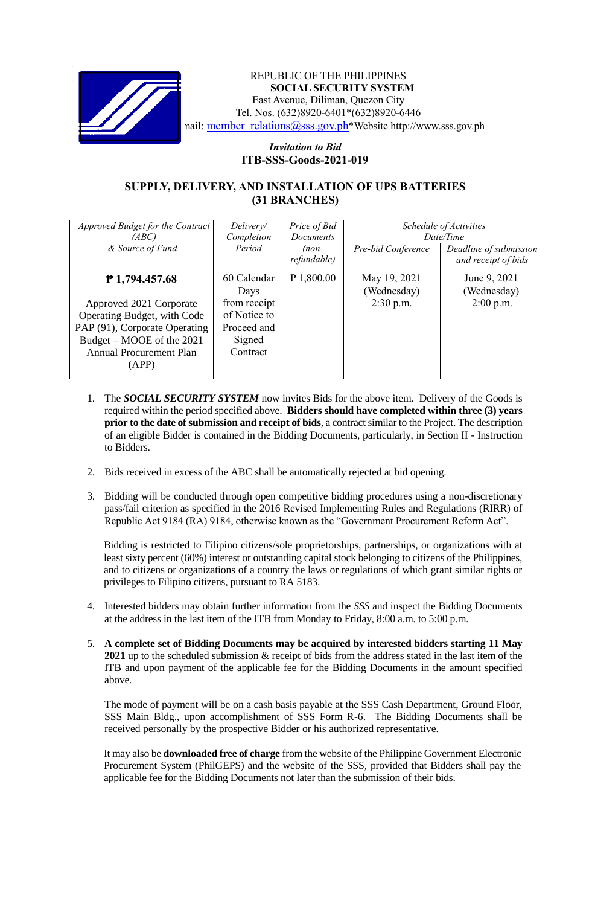REPUBLIC OF THE PHILIPPINES
**SOCIAL SECURITY SYSTEM**
East Avenue, Diliman, Quezon City
Tel. Nos. (632)8920-6401*(632)8920-6446
nail: member_relations@sss.gov.ph*Website http://www.sss.gov.ph

*Invitation to Bid*
**ITB-SSS-Goods-2021-019**

## SUPPLY, DELIVERY, AND INSTALLATION OF UPS BATTERIES (31 BRANCHES)

| *Approved Budget for the Contract (ABC) & Source of Fund* | *Delivery/ Completion Period* | *Price of Bid Documents (non-refundable)* | *Schedule of Activities Date/Time* | |
|---|---|---|---|---|
| | | | *Pre-bid Conference* | *Deadline of submission and receipt of bids* |
| **₱ 1,794,457.68** Approved 2021 Corporate Operating Budget, with Code PAP (91), Corporate Operating Budget – MOOE of the 2021 Annual Procurement Plan (APP) | 60 Calendar Days from receipt of Notice to Proceed and Signed Contract | P 1,800.00 | May 19, 2021 (Wednesday) 2:30 p.m. | June 9, 2021 (Wednesday) 2:00 p.m. |

1. The ***SOCIAL SECURITY SYSTEM*** now invites Bids for the above item. Delivery of the Goods is required within the period specified above. **Bidders should have completed within three (3) years prior to the date of submission and receipt of bids**, a contract similar to the Project. The description of an eligible Bidder is contained in the Bidding Documents, particularly, in Section II - Instruction to Bidders.

2. Bids received in excess of the ABC shall be automatically rejected at bid opening.

3. Bidding will be conducted through open competitive bidding procedures using a non-discretionary pass/fail criterion as specified in the 2016 Revised Implementing Rules and Regulations (RIRR) of Republic Act 9184 (RA) 9184, otherwise known as the "Government Procurement Reform Act".

   Bidding is restricted to Filipino citizens/sole proprietorships, partnerships, or organizations with at least sixty percent (60%) interest or outstanding capital stock belonging to citizens of the Philippines, and to citizens or organizations of a country the laws or regulations of which grant similar rights or privileges to Filipino citizens, pursuant to RA 5183.

4. Interested bidders may obtain further information from the *SSS* and inspect the Bidding Documents at the address in the last item of the ITB from Monday to Friday, 8:00 a.m. to 5:00 p.m.

5. **A complete set of Bidding Documents may be acquired by interested bidders starting 11 May 2021** up to the scheduled submission & receipt of bids from the address stated in the last item of the ITB and upon payment of the applicable fee for the Bidding Documents in the amount specified above.

   The mode of payment will be on a cash basis payable at the SSS Cash Department, Ground Floor, SSS Main Bldg., upon accomplishment of SSS Form R-6. The Bidding Documents shall be received personally by the prospective Bidder or his authorized representative.

   It may also be **downloaded free of charge** from the website of the Philippine Government Electronic Procurement System (PhilGEPS) and the website of the SSS, provided that Bidders shall pay the applicable fee for the Bidding Documents not later than the submission of their bids.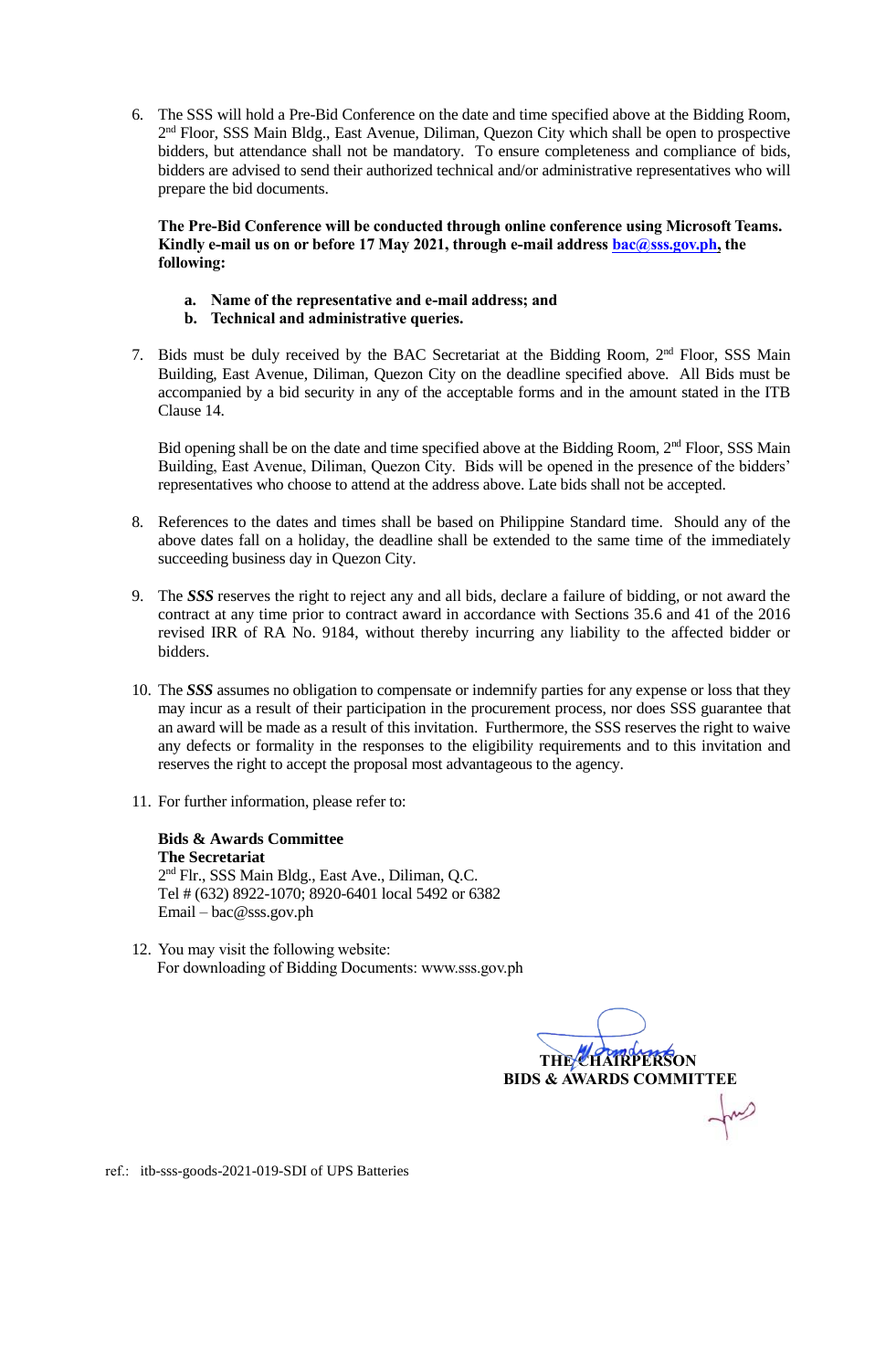6. The SSS will hold a Pre-Bid Conference on the date and time specified above at the Bidding Room, 2nd Floor, SSS Main Bldg., East Avenue, Diliman, Quezon City which shall be open to prospective bidders, but attendance shall not be mandatory. To ensure completeness and compliance of bids, bidders are advised to send their authorized technical and/or administrative representatives who will prepare the bid documents.

   **The Pre-Bid Conference will be conducted through online conference using Microsoft Teams. Kindly e-mail us on or before 17 May 2021, through e-mail address bac@sss.gov.ph, the following:**

   **a. Name of the representative and e-mail address; and**
   **b. Technical and administrative queries.**

7. Bids must be duly received by the BAC Secretariat at the Bidding Room, 2nd Floor, SSS Main Building, East Avenue, Diliman, Quezon City on the deadline specified above. All Bids must be accompanied by a bid security in any of the acceptable forms and in the amount stated in the ITB Clause 14.

   Bid opening shall be on the date and time specified above at the Bidding Room, 2nd Floor, SSS Main Building, East Avenue, Diliman, Quezon City. Bids will be opened in the presence of the bidders' representatives who choose to attend at the address above. Late bids shall not be accepted.

8. References to the dates and times shall be based on Philippine Standard time. Should any of the above dates fall on a holiday, the deadline shall be extended to the same time of the immediately succeeding business day in Quezon City.

9. The ***SSS*** reserves the right to reject any and all bids, declare a failure of bidding, or not award the contract at any time prior to contract award in accordance with Sections 35.6 and 41 of the 2016 revised IRR of RA No. 9184, without thereby incurring any liability to the affected bidder or bidders.

10. The ***SSS*** assumes no obligation to compensate or indemnify parties for any expense or loss that they may incur as a result of their participation in the procurement process, nor does SSS guarantee that an award will be made as a result of this invitation. Furthermore, the SSS reserves the right to waive any defects or formality in the responses to the eligibility requirements and to this invitation and reserves the right to accept the proposal most advantageous to the agency.

11. For further information, please refer to:

    **Bids & Awards Committee**
    **The Secretariat**
    2nd Flr., SSS Main Bldg., East Ave., Diliman, Q.C.
    Tel # (632) 8922-1070; 8920-6401 local 5492 or 6382
    Email – bac@sss.gov.ph

12. You may visit the following website:
    For downloading of Bidding Documents: www.sss.gov.ph

**THE CHAIRPERSON**
**BIDS & AWARDS COMMITTEE**

ref.: itb-sss-goods-2021-019-SDI of UPS Batteries